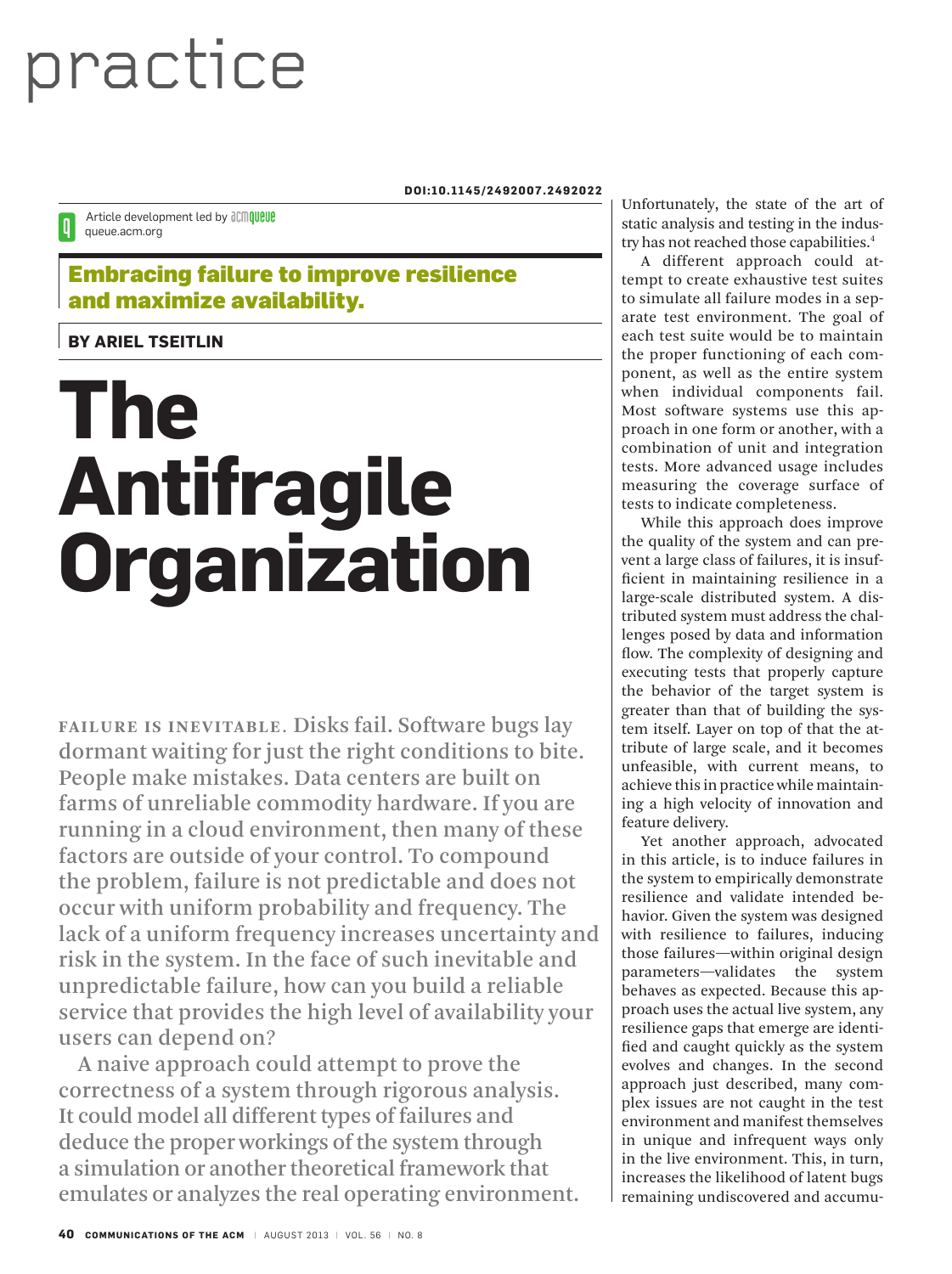DOI:10.1145/2492007.2492022

Article development led by acmqueue
queue.acm.org

**Embracing failure to improve resilience and maximize availability.**

**BY ARIEL TSEITLIN**

# The Antifragile Organization

**FAILURE IS INEVITABLE.** Disks fail. Software bugs lay dormant waiting for just the right conditions to bite. People make mistakes. Data centers are built on farms of unreliable commodity hardware. If you are running in a cloud environment, then many of these factors are outside of your control. To compound the problem, failure is not predictable and does not occur with uniform probability and frequency. The lack of a uniform frequency increases uncertainty and risk in the system. In the face of such inevitable and unpredictable failure, how can you build a reliable service that provides the high level of availability your users can depend on?

A naive approach could attempt to prove the correctness of a system through rigorous analysis. It could model all different types of failures and deduce the proper workings of the system through a simulation or another theoretical framework that emulates or analyzes the real operating environment. Unfortunately, the state of the art of static analysis and testing in the industry has not reached those capabilities.[4]

A different approach could attempt to create exhaustive test suites to simulate all failure modes in a separate test environment. The goal of each test suite would be to maintain the proper functioning of each component, as well as the entire system when individual components fail. Most software systems use this approach in one form or another, with a combination of unit and integration tests. More advanced usage includes measuring the coverage surface of tests to indicate completeness.

While this approach does improve the quality of the system and can prevent a large class of failures, it is insufficient in maintaining resilience in a large-scale distributed system. A distributed system must address the challenges posed by data and information flow. The complexity of designing and executing tests that properly capture the behavior of the target system is greater than that of building the system itself. Layer on top of that the attribute of large scale, and it becomes unfeasible, with current means, to achieve this in practice while maintaining a high velocity of innovation and feature delivery.

Yet another approach, advocated in this article, is to induce failures in the system to empirically demonstrate resilience and validate intended behavior. Given the system was designed with resilience to failures, inducing those failures—within original design parameters—validates the system behaves as expected. Because this approach uses the actual live system, any resilience gaps that emerge are identified and caught quickly as the system evolves and changes. In the second approach just described, many complex issues are not caught in the test environment and manifest themselves in unique and infrequent ways only in the live environment. This, in turn, increases the likelihood of latent bugs remaining undiscovered and accumu-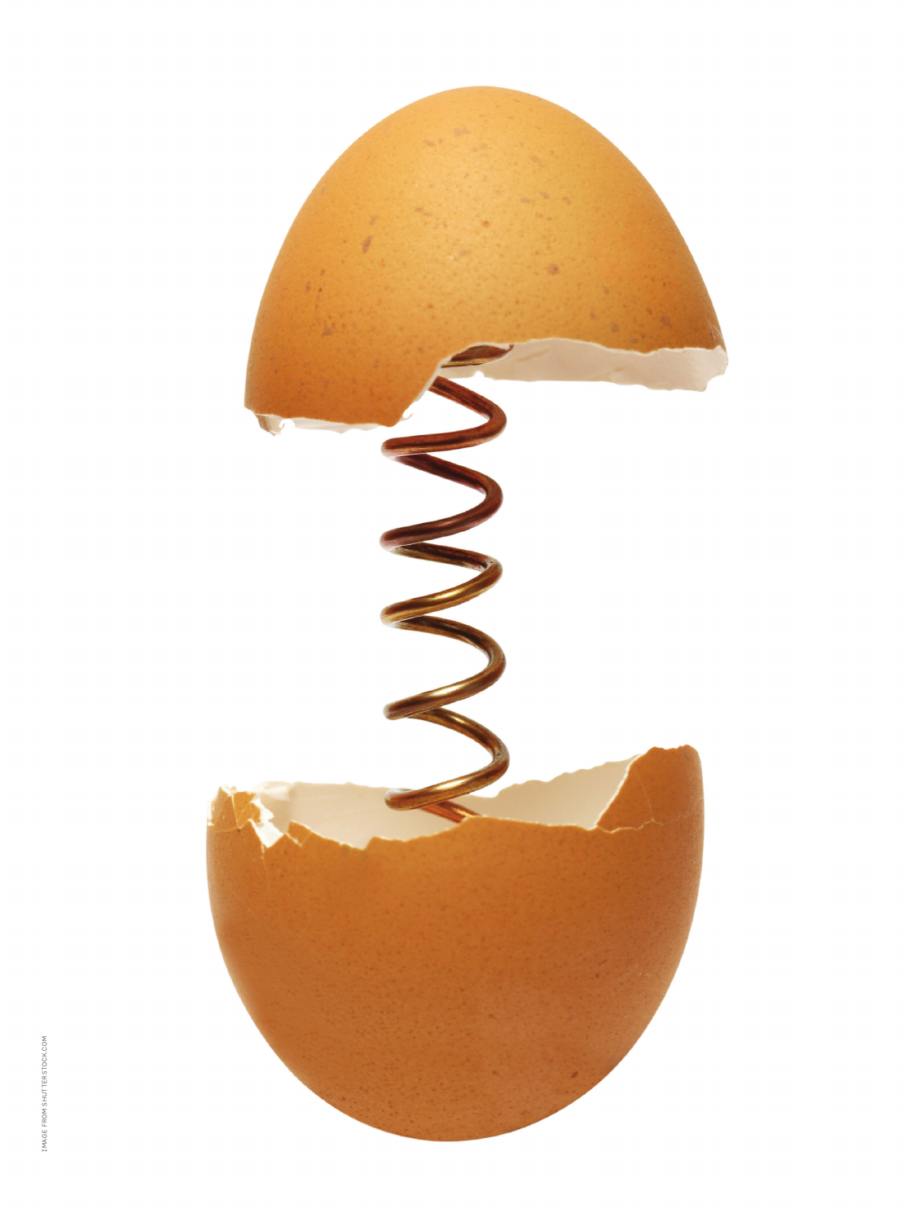IMAGE FROM SHUTTERSTOCK.COM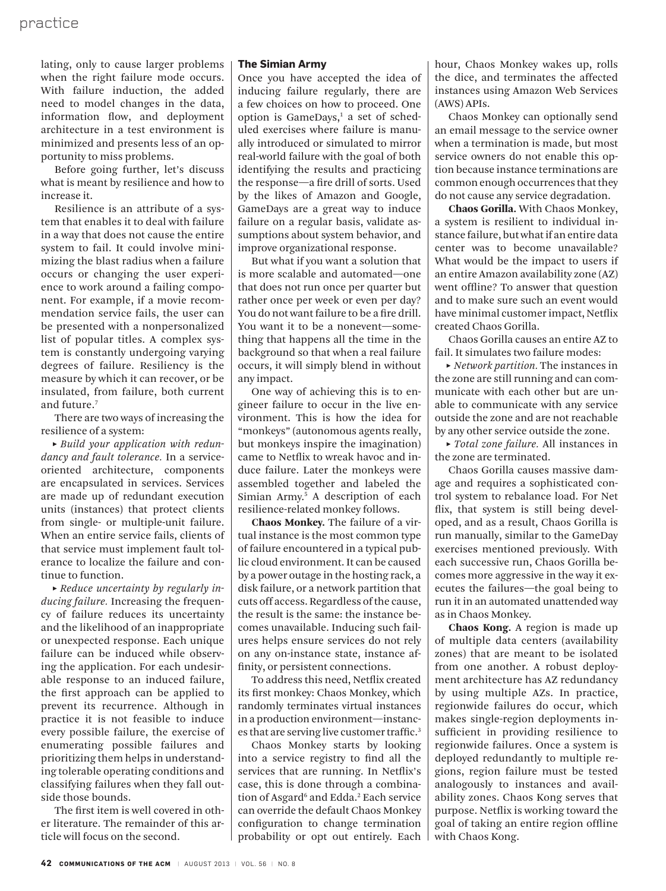lating, only to cause larger problems when the right failure mode occurs. With failure induction, the added need to model changes in the data, information flow, and deployment architecture in a test environment is minimized and presents less of an opportunity to miss problems.

Before going further, let's discuss what is meant by resilience and how to increase it.

Resilience is an attribute of a system that enables it to deal with failure in a way that does not cause the entire system to fail. It could involve minimizing the blast radius when a failure occurs or changing the user experience to work around a failing component. For example, if a movie recommendation service fails, the user can be presented with a nonpersonalized list of popular titles. A complex system is constantly undergoing varying degrees of failure. Resiliency is the measure by which it can recover, or be insulated, from failure, both current and future.[7]

There are two ways of increasing the resilience of a system:

▶ *Build your application with redundancy and fault tolerance.* In a service-oriented architecture, components are encapsulated in services. Services are made up of redundant execution units (instances) that protect clients from single- or multiple-unit failure. When an entire service fails, clients of that service must implement fault tolerance to localize the failure and continue to function.

▶ *Reduce uncertainty by regularly inducing failure.* Increasing the frequency of failure reduces its uncertainty and the likelihood of an inappropriate or unexpected response. Each unique failure can be induced while observing the application. For each undesirable response to an induced failure, the first approach can be applied to prevent its recurrence. Although in practice it is not feasible to induce every possible failure, the exercise of enumerating possible failures and prioritizing them helps in understanding tolerable operating conditions and classifying failures when they fall outside those bounds.

The first item is well covered in other literature. The remainder of this article will focus on the second.

## The Simian Army

Once you have accepted the idea of inducing failure regularly, there are a few choices on how to proceed. One option is GameDays,[1] a set of scheduled exercises where failure is manually introduced or simulated to mirror real-world failure with the goal of both identifying the results and practicing the response—a fire drill of sorts. Used by the likes of Amazon and Google, GameDays are a great way to induce failure on a regular basis, validate assumptions about system behavior, and improve organizational response.

But what if you want a solution that is more scalable and automated—one that does not run once per quarter but rather once per week or even per day? You do not want failure to be a fire drill. You want it to be a nonevent—something that happens all the time in the background so that when a real failure occurs, it will simply blend in without any impact.

One way of achieving this is to engineer failure to occur in the live environment. This is how the idea for "monkeys" (autonomous agents really, but monkeys inspire the imagination) came to Netflix to wreak havoc and induce failure. Later the monkeys were assembled together and labeled the Simian Army.[5] A description of each resilience-related monkey follows.

**Chaos Monkey.** The failure of a virtual instance is the most common type of failure encountered in a typical public cloud environment. It can be caused by a power outage in the hosting rack, a disk failure, or a network partition that cuts off access. Regardless of the cause, the result is the same: the instance becomes unavailable. Inducing such failures helps ensure services do not rely on any on-instance state, instance affinity, or persistent connections.

To address this need, Netflix created its first monkey: Chaos Monkey, which randomly terminates virtual instances in a production environment—instances that are serving live customer traffic.[3]

Chaos Monkey starts by looking into a service registry to find all the services that are running. In Netflix's case, this is done through a combination of Asgard[6] and Edda.[2] Each service can override the default Chaos Monkey configuration to change termination probability or opt out entirely. Each hour, Chaos Monkey wakes up, rolls the dice, and terminates the affected instances using Amazon Web Services (AWS) APIs.

Chaos Monkey can optionally send an email message to the service owner when a termination is made, but most service owners do not enable this option because instance terminations are common enough occurrences that they do not cause any service degradation.

**Chaos Gorilla.** With Chaos Monkey, a system is resilient to individual instance failure, but what if an entire data center was to become unavailable? What would be the impact to users if an entire Amazon availability zone (AZ) went offline? To answer that question and to make sure such an event would have minimal customer impact, Netflix created Chaos Gorilla.

Chaos Gorilla causes an entire AZ to fail. It simulates two failure modes:

▶ *Network partition.* The instances in the zone are still running and can communicate with each other but are unable to communicate with any service outside the zone and are not reachable by any other service outside the zone.

▶ *Total zone failure.* All instances in the zone are terminated.

Chaos Gorilla causes massive damage and requires a sophisticated control system to rebalance load. For Netflix, that system is still being developed, and as a result, Chaos Gorilla is run manually, similar to the GameDay exercises mentioned previously. With each successive run, Chaos Gorilla becomes more aggressive in the way it executes the failures—the goal being to run it in an automated unattended way as in Chaos Monkey.

**Chaos Kong.** A region is made up of multiple data centers (availability zones) that are meant to be isolated from one another. A robust deployment architecture has AZ redundancy by using multiple AZs. In practice, regionwide failures do occur, which makes single-region deployments insufficient in providing resilience to regionwide failures. Once a system is deployed redundantly to multiple regions, region failure must be tested analogously to instances and availability zones. Chaos Kong serves that purpose. Netflix is working toward the goal of taking an entire region offline with Chaos Kong.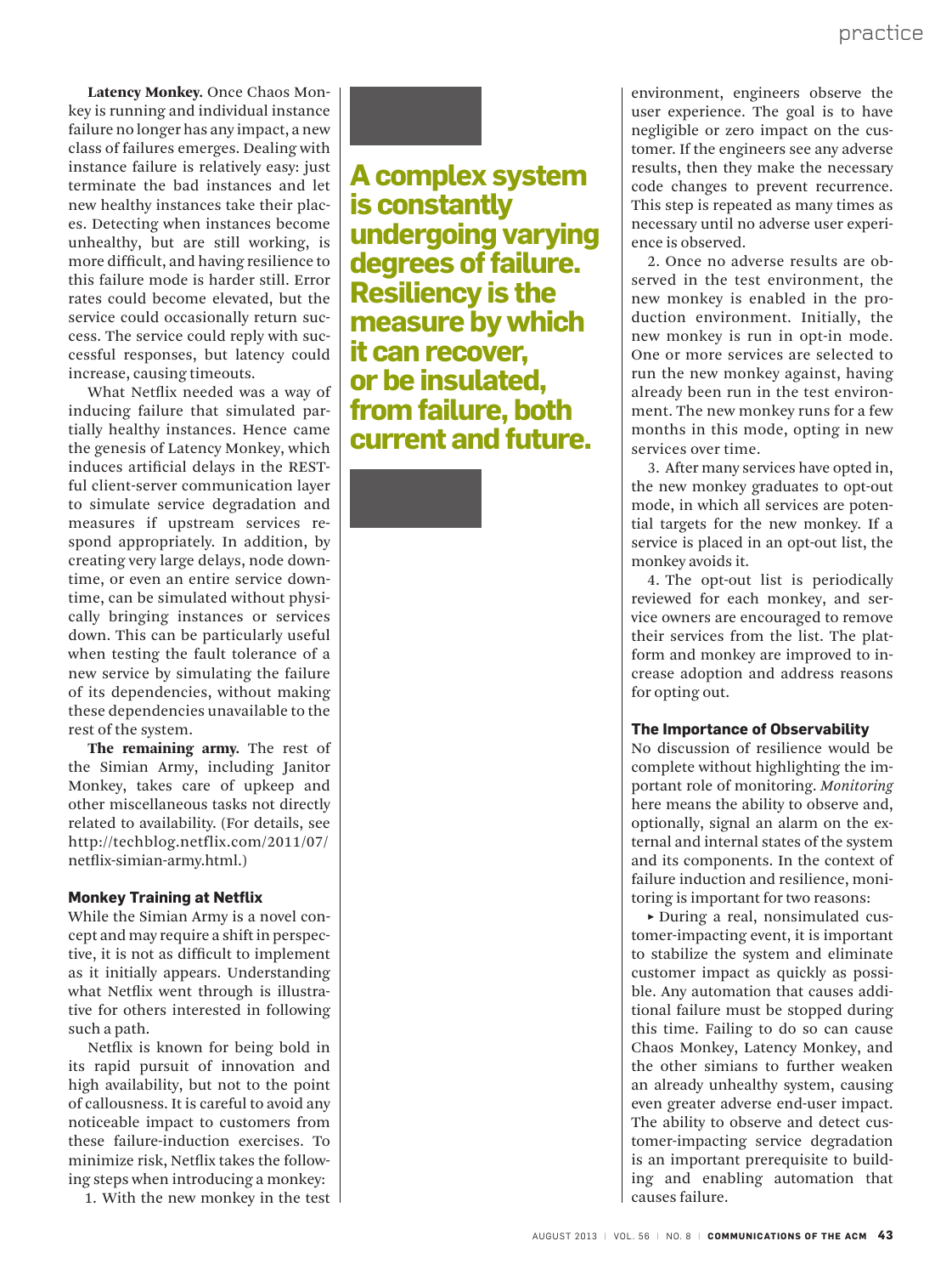**Latency Monkey.** Once Chaos Monkey is running and individual instance failure no longer has any impact, a new class of failures emerges. Dealing with instance failure is relatively easy: just terminate the bad instances and let new healthy instances take their places. Detecting when instances become unhealthy, but are still working, is more difficult, and having resilience to this failure mode is harder still. Error rates could become elevated, but the service could occasionally return success. The service could reply with successful responses, but latency could increase, causing timeouts.

What Netflix needed was a way of inducing failure that simulated partially healthy instances. Hence came the genesis of Latency Monkey, which induces artificial delays in the RESTful client-server communication layer to simulate service degradation and measures if upstream services respond appropriately. In addition, by creating very large delays, node downtime, or even an entire service downtime, can be simulated without physically bringing instances or services down. This can be particularly useful when testing the fault tolerance of a new service by simulating the failure of its dependencies, without making these dependencies unavailable to the rest of the system.

**The remaining army.** The rest of the Simian Army, including Janitor Monkey, takes care of upkeep and other miscellaneous tasks not directly related to availability. (For details, see http://techblog.netflix.com/2011/07/netflix-simian-army.html.)

### Monkey Training at Netflix

While the Simian Army is a novel concept and may require a shift in perspective, it is not as difficult to implement as it initially appears. Understanding what Netflix went through is illustrative for others interested in following such a path.

Netflix is known for being bold in its rapid pursuit of innovation and high availability, but not to the point of callousness. It is careful to avoid any noticeable impact to customers from these failure-induction exercises. To minimize risk, Netflix takes the following steps when introducing a monkey:

1. With the new monkey in the test environment, engineers observe the user experience. The goal is to have negligible or zero impact on the customer. If the engineers see any adverse results, then they make the necessary code changes to prevent recurrence. This step is repeated as many times as necessary until no adverse user experience is observed.

2. Once no adverse results are observed in the test environment, the new monkey is enabled in the production environment. Initially, the new monkey is run in opt-in mode. One or more services are selected to run the new monkey against, having already been run in the test environment. The new monkey runs for a few months in this mode, opting in new services over time.

3. After many services have opted in, the new monkey graduates to opt-out mode, in which all services are potential targets for the new monkey. If a service is placed in an opt-out list, the monkey avoids it.

4. The opt-out list is periodically reviewed for each monkey, and service owners are encouraged to remove their services from the list. The platform and monkey are improved to increase adoption and address reasons for opting out.

> **A complex system is constantly undergoing varying degrees of failure. Resiliency is the measure by which it can recover, or be insulated, from failure, both current and future.**

### The Importance of Observability

No discussion of resilience would be complete without highlighting the important role of monitoring. *Monitoring* here means the ability to observe and, optionally, signal an alarm on the external and internal states of the system and its components. In the context of failure induction and resilience, monitoring is important for two reasons:

- During a real, nonsimulated customer-impacting event, it is important to stabilize the system and eliminate customer impact as quickly as possible. Any automation that causes additional failure must be stopped during this time. Failing to do so can cause Chaos Monkey, Latency Monkey, and the other simians to further weaken an already unhealthy system, causing even greater adverse end-user impact. The ability to observe and detect customer-impacting service degradation is an important prerequisite to building and enabling automation that causes failure.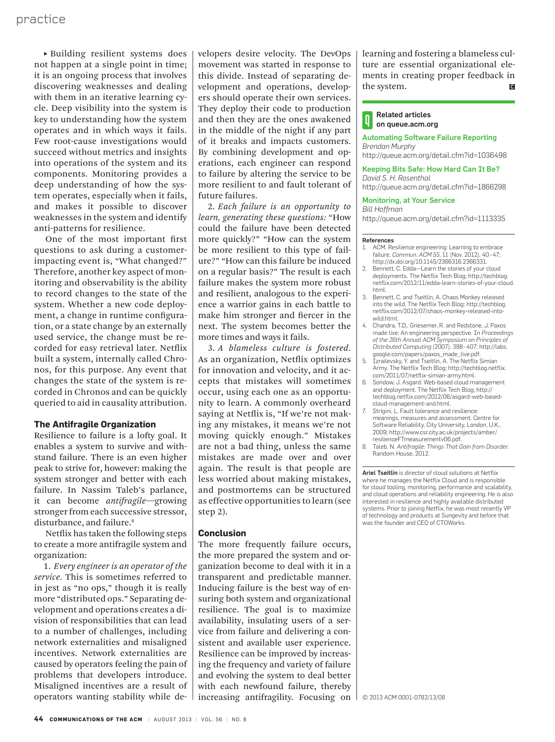▸ Building resilient systems does not happen at a single point in time; it is an ongoing process that involves discovering weaknesses and dealing with them in an iterative learning cycle. Deep visibility into the system is key to understanding how the system operates and in which ways it fails. Few root-cause investigations would succeed without metrics and insights into operations of the system and its components. Monitoring provides a deep understanding of how the system operates, especially when it fails, and makes it possible to discover weaknesses in the system and identify anti-patterns for resilience.

One of the most important first questions to ask during a customer-impacting event is, "What changed?" Therefore, another key aspect of monitoring and observability is the ability to record changes to the state of the system. Whether a new code deployment, a change in runtime configuration, or a state change by an externally used service, the change must be recorded for easy retrieval later. Netflix built a system, internally called Chronos, for this purpose. Any event that changes the state of the system is recorded in Chronos and can be quickly queried to aid in causality attribution.

### The Antifragile Organization

Resilience to failure is a lofty goal. It enables a system to survive and withstand failure. There is an even higher peak to strive for, however: making the system stronger and better with each failure. In Nassim Taleb's parlance, it can become *antifragile*—growing stronger from each successive stressor, disturbance, and failure.[8]

Netflix has taken the following steps to create a more antifragile system and organization:

1. *Every engineer is an operator of the service.* This is sometimes referred to in jest as "no ops," though it is really more "distributed ops." Separating development and operations creates a division of responsibilities that can lead to a number of challenges, including network externalities and misaligned incentives. Network externalities are caused by operators feeling the pain of problems that developers introduce. Misaligned incentives are a result of operators wanting stability while developers desire velocity. The DevOps movement was started in response to this divide. Instead of separating development and operations, developers should operate their own services. They deploy their code to production and then they are the ones awakened in the middle of the night if any part of it breaks and impacts customers. By combining development and operations, each engineer can respond to failure by altering the service to be more resilient to and fault tolerant of future failures.

2. *Each failure is an opportunity to learn, generating these questions:* "How could the failure have been detected more quickly?" "How can the system be more resilient to this type of failure?" "How can this failure be induced on a regular basis?" The result is each failure makes the system more robust and resilient, analogous to the experience a warrior gains in each battle to make him stronger and fiercer in the next. The system becomes better the more times and ways it fails.

3. *A blameless culture is fostered.* As an organization, Netflix optimizes for innovation and velocity, and it accepts that mistakes will sometimes occur, using each one as an opportunity to learn. A commonly overheard saying at Netflix is, "If we're not making any mistakes, it means we're not moving quickly enough." Mistakes are not a bad thing, unless the same mistakes are made over and over again. The result is that people are less worried about making mistakes, and postmortems can be structured as effective opportunities to learn (see step 2).

### Conclusion

The more frequently failure occurs, the more prepared the system and organization become to deal with it in a transparent and predictable manner. Inducing failure is the best way of ensuring both system and organizational resilience. The goal is to maximize availability, insulating users of a service from failure and delivering a consistent and available user experience. Resilience can be improved by increasing the frequency and variety of failure and evolving the system to deal better with each newfound failure, thereby increasing antifragility. Focusing on learning and fostering a blameless culture are essential organizational elements in creating proper feedback in the system.

#### Related articles on queue.acm.org

**Automating Software Failure Reporting**
*Brendan Murphy*
http://queue.acm.org/detail.cfm?id=1036498

**Keeping Bits Safe: How Hard Can It Be?**
*David S. H. Rosenthal*
http://queue.acm.org/detail.cfm?id=1866298

**Monitoring, at Your Service**
*Bill Hoffman*
http://queue.acm.org/detail.cfm?id=1113335

#### References

1. ACM. Resilience engineering: Learning to embrace failure. *Commun. ACM 55*, 11 (Nov. 2012), 40–47; http://dx.doi.org/10.1145/2366316.2366331.
2. Bennett, C. Edda—Learn the stories of your cloud deployments. The Netflix Tech Blog; http://techblog.netflix.com/2012/11/edda-learn-stories-of-your-cloud.html.
3. Bennett, C. and Tseitlin, A. Chaos Monkey released into the wild. The Netflix Tech Blog; http://techblog.netflix.com/2012/07/chaos-monkey-released-into-wild.html.
4. Chandra, T.D., Griesemer, R. and Redstone, J. Paxos made live: An engineering perspective. In *Proceedings of the 26th Annual ACM Symposium on Principles of Distributed Computing* (2007), 398–407; http://labs.google.com/papers/paxos_made_live.pdf.
5. Izrailevsky, Y. and Tseitlin, A. The Netflix Simian Army. The Netflix Tech Blog; http://techblog.netflix.com/2011/07/netflix-simian-army.html.
6. Sondow, J. Asgard: Web-based cloud management and deployment. The Netflix Tech Blog; http://techblog.netflix.com/2012/06/asgard-web-based-cloud-management-and.html.
7. Strigini, L. Fault tolerance and resilience: meanings, measures and assessment. Centre for Software Reliability, City University, London, U.K., 2009; http://www.csr.city.ac.uk/projects/amber/resilienceFTmeasurementv06.pdf.
8. Taleb, N. *Antifragile: Things That Gain from Disorder.* Random House, 2012.

**Ariel Tseitlin** is director of cloud solutions at Netflix where he manages the Netflix Cloud and is responsible for cloud tooling, monitoring, performance and scalability, and cloud operations and reliability engineering. He is also interested in resilience and highly available distributed systems. Prior to joining Netflix, he was most recently VP of technology and products at Sungevity and before that was the founder and CEO of CTOWorks.

© 2013 ACM 0001-0782/13/08